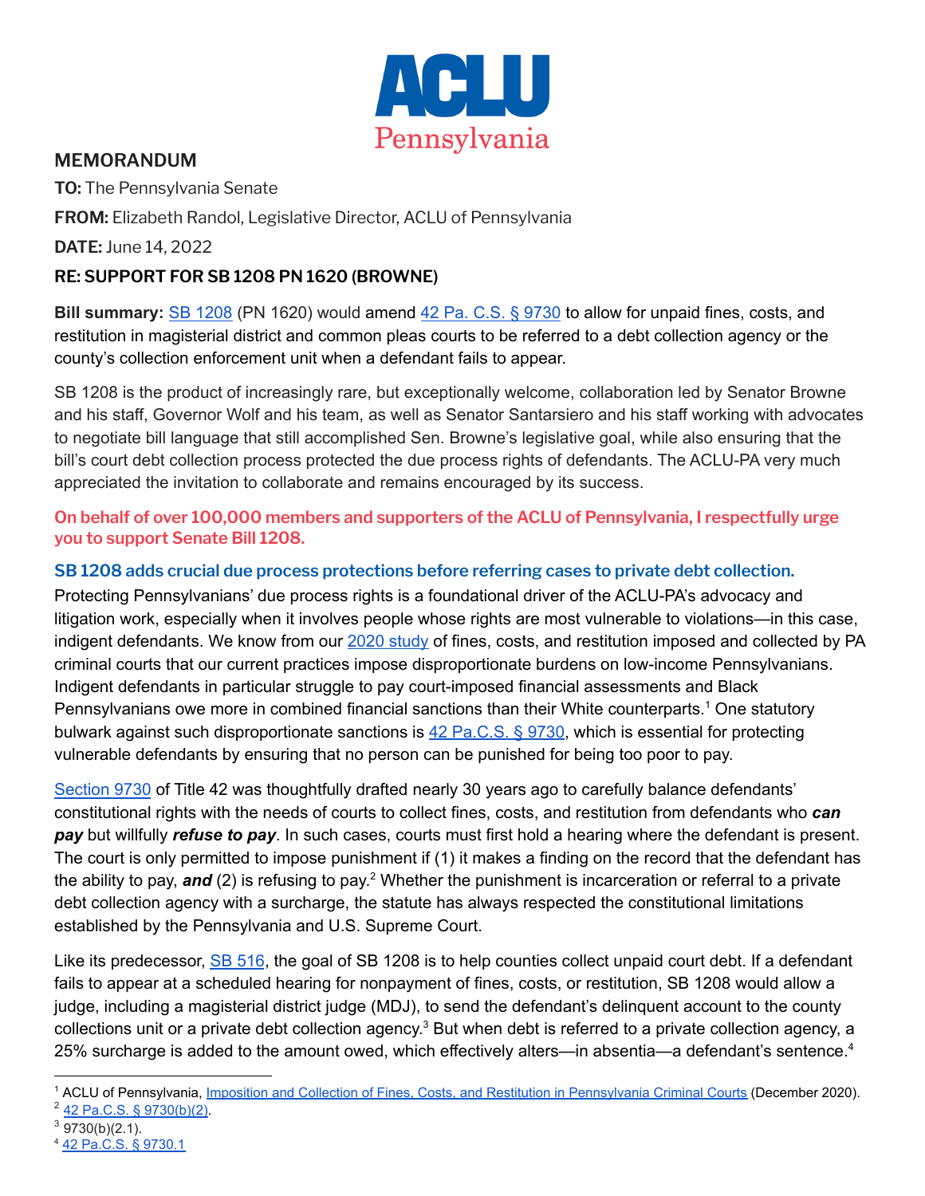# ACLU Pennsylvania

## MEMORANDUM

**TO:** The Pennsylvania Senate

**FROM:** Elizabeth Randol, Legislative Director, ACLU of Pennsylvania

**DATE:** June 14, 2022

**RE: SUPPORT FOR SB 1208 PN 1620 (BROWNE)**

**Bill summary:** SB 1208 (PN 1620) would amend 42 Pa. C.S. § 9730 to allow for unpaid fines, costs, and restitution in magisterial district and common pleas courts to be referred to a debt collection agency or the county's collection enforcement unit when a defendant fails to appear.

SB 1208 is the product of increasingly rare, but exceptionally welcome, collaboration led by Senator Browne and his staff, Governor Wolf and his team, as well as Senator Santarsiero and his staff working with advocates to negotiate bill language that still accomplished Sen. Browne's legislative goal, while also ensuring that the bill's court debt collection process protected the due process rights of defendants. The ACLU-PA very much appreciated the invitation to collaborate and remains encouraged by its success.

**On behalf of over 100,000 members and supporters of the ACLU of Pennsylvania, I respectfully urge you to support Senate Bill 1208.**

### SB 1208 adds crucial due process protections before referring cases to private debt collection.

Protecting Pennsylvanians' due process rights is a foundational driver of the ACLU-PA's advocacy and litigation work, especially when it involves people whose rights are most vulnerable to violations—in this case, indigent defendants. We know from our 2020 study of fines, costs, and restitution imposed and collected by PA criminal courts that our current practices impose disproportionate burdens on low-income Pennsylvanians. Indigent defendants in particular struggle to pay court-imposed financial assessments and Black Pennsylvanians owe more in combined financial sanctions than their White counterparts.[1] One statutory bulwark against such disproportionate sanctions is 42 Pa.C.S. § 9730, which is essential for protecting vulnerable defendants by ensuring that no person can be punished for being too poor to pay.

Section 9730 of Title 42 was thoughtfully drafted nearly 30 years ago to carefully balance defendants' constitutional rights with the needs of courts to collect fines, costs, and restitution from defendants who ***can pay*** but willfully ***refuse to pay***. In such cases, courts must first hold a hearing where the defendant is present. The court is only permitted to impose punishment if (1) it makes a finding on the record that the defendant has the ability to pay, ***and*** (2) is refusing to pay.[2] Whether the punishment is incarceration or referral to a private debt collection agency with a surcharge, the statute has always respected the constitutional limitations established by the Pennsylvania and U.S. Supreme Court.

Like its predecessor, SB 516, the goal of SB 1208 is to help counties collect unpaid court debt. If a defendant fails to appear at a scheduled hearing for nonpayment of fines, costs, or restitution, SB 1208 would allow a judge, including a magisterial district judge (MDJ), to send the defendant's delinquent account to the county collections unit or a private debt collection agency.[3] But when debt is referred to a private collection agency, a 25% surcharge is added to the amount owed, which effectively alters—in absentia—a defendant's sentence.[4]

---

[1] ACLU of Pennsylvania, Imposition and Collection of Fines, Costs, and Restitution in Pennsylvania Criminal Courts (December 2020).

[2] 42 Pa.C.S. § 9730(b)(2).

[3] 9730(b)(2.1).

[4] 42 Pa.C.S. § 9730.1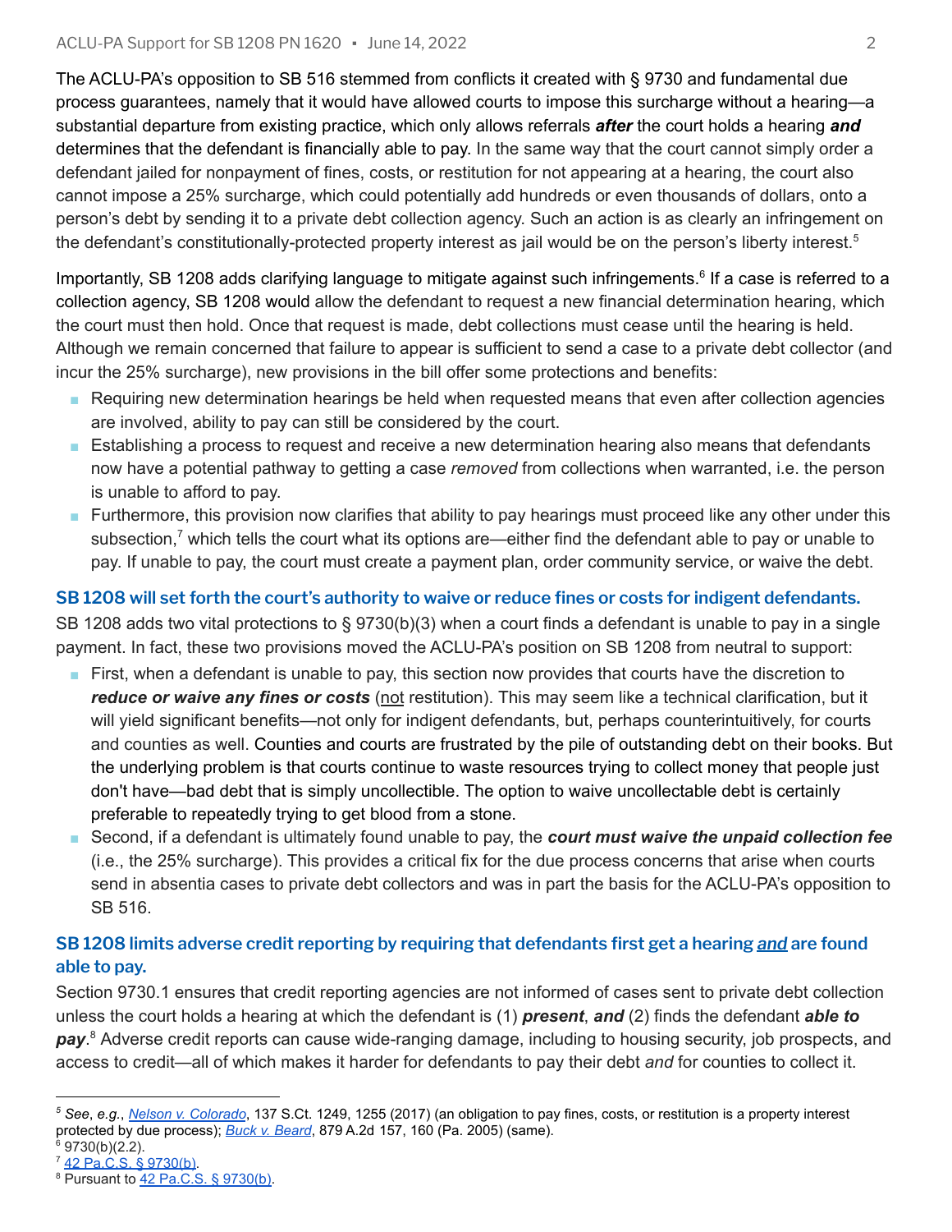The ACLU-PA's opposition to SB 516 stemmed from conflicts it created with § 9730 and fundamental due process guarantees, namely that it would have allowed courts to impose this surcharge without a hearing—a substantial departure from existing practice, which only allows referrals ***after*** the court holds a hearing ***and*** determines that the defendant is financially able to pay. In the same way that the court cannot simply order a defendant jailed for nonpayment of fines, costs, or restitution for not appearing at a hearing, the court also cannot impose a 25% surcharge, which could potentially add hundreds or even thousands of dollars, onto a person's debt by sending it to a private debt collection agency. Such an action is as clearly an infringement on the defendant's constitutionally-protected property interest as jail would be on the person's liberty interest.[5]

Importantly, SB 1208 adds clarifying language to mitigate against such infringements.[6] If a case is referred to a collection agency, SB 1208 would allow the defendant to request a new financial determination hearing, which the court must then hold. Once that request is made, debt collections must cease until the hearing is held. Although we remain concerned that failure to appear is sufficient to send a case to a private debt collector (and incur the 25% surcharge), new provisions in the bill offer some protections and benefits:

- Requiring new determination hearings be held when requested means that even after collection agencies are involved, ability to pay can still be considered by the court.
- Establishing a process to request and receive a new determination hearing also means that defendants now have a potential pathway to getting a case *removed* from collections when warranted, i.e. the person is unable to afford to pay.
- Furthermore, this provision now clarifies that ability to pay hearings must proceed like any other under this subsection,[7] which tells the court what its options are—either find the defendant able to pay or unable to pay. If unable to pay, the court must create a payment plan, order community service, or waive the debt.

### SB 1208 will set forth the court's authority to waive or reduce fines or costs for indigent defendants.

SB 1208 adds two vital protections to § 9730(b)(3) when a court finds a defendant is unable to pay in a single payment. In fact, these two provisions moved the ACLU-PA's position on SB 1208 from neutral to support:

- First, when a defendant is unable to pay, this section now provides that courts have the discretion to ***reduce or waive any fines or costs*** (not restitution). This may seem like a technical clarification, but it will yield significant benefits—not only for indigent defendants, but, perhaps counterintuitively, for courts and counties as well. Counties and courts are frustrated by the pile of outstanding debt on their books. But the underlying problem is that courts continue to waste resources trying to collect money that people just don't have—bad debt that is simply uncollectible. The option to waive uncollectable debt is certainly preferable to repeatedly trying to get blood from a stone.
- Second, if a defendant is ultimately found unable to pay, the ***court must waive the unpaid collection fee*** (i.e., the 25% surcharge). This provides a critical fix for the due process concerns that arise when courts send in absentia cases to private debt collectors and was in part the basis for the ACLU-PA's opposition to SB 516.

### SB 1208 limits adverse credit reporting by requiring that defendants first get a hearing *and* are found able to pay.

Section 9730.1 ensures that credit reporting agencies are not informed of cases sent to private debt collection unless the court holds a hearing at which the defendant is (1) ***present***, ***and*** (2) finds the defendant ***able to pay***.[8] Adverse credit reports can cause wide-ranging damage, including to housing security, job prospects, and access to credit—all of which makes it harder for defendants to pay their debt *and* for counties to collect it.

---

[5] *See*, *e.g.*, *Nelson v. Colorado*, 137 S.Ct. 1249, 1255 (2017) (an obligation to pay fines, costs, or restitution is a property interest protected by due process); *Buck v. Beard*, 879 A.2d 157, 160 (Pa. 2005) (same).
[6] 9730(b)(2.2).
[7] 42 Pa.C.S. § 9730(b).
[8] Pursuant to 42 Pa.C.S. § 9730(b).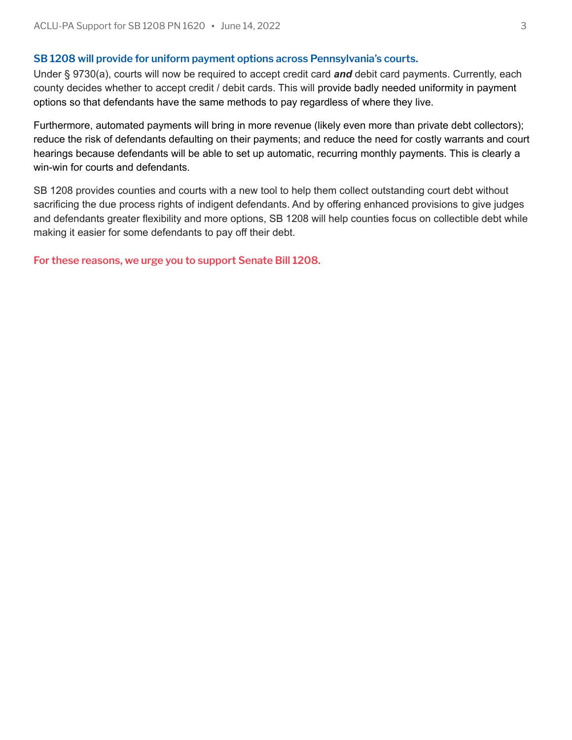### SB 1208 will provide for uniform payment options across Pennsylvania's courts.

Under § 9730(a), courts will now be required to accept credit card ***and*** debit card payments. Currently, each county decides whether to accept credit / debit cards. This will provide badly needed uniformity in payment options so that defendants have the same methods to pay regardless of where they live.

Furthermore, automated payments will bring in more revenue (likely even more than private debt collectors); reduce the risk of defendants defaulting on their payments; and reduce the need for costly warrants and court hearings because defendants will be able to set up automatic, recurring monthly payments. This is clearly a win-win for courts and defendants.

SB 1208 provides counties and courts with a new tool to help them collect outstanding court debt without sacrificing the due process rights of indigent defendants. And by offering enhanced provisions to give judges and defendants greater flexibility and more options, SB 1208 will help counties focus on collectible debt while making it easier for some defendants to pay off their debt.

**For these reasons, we urge you to support Senate Bill 1208.**